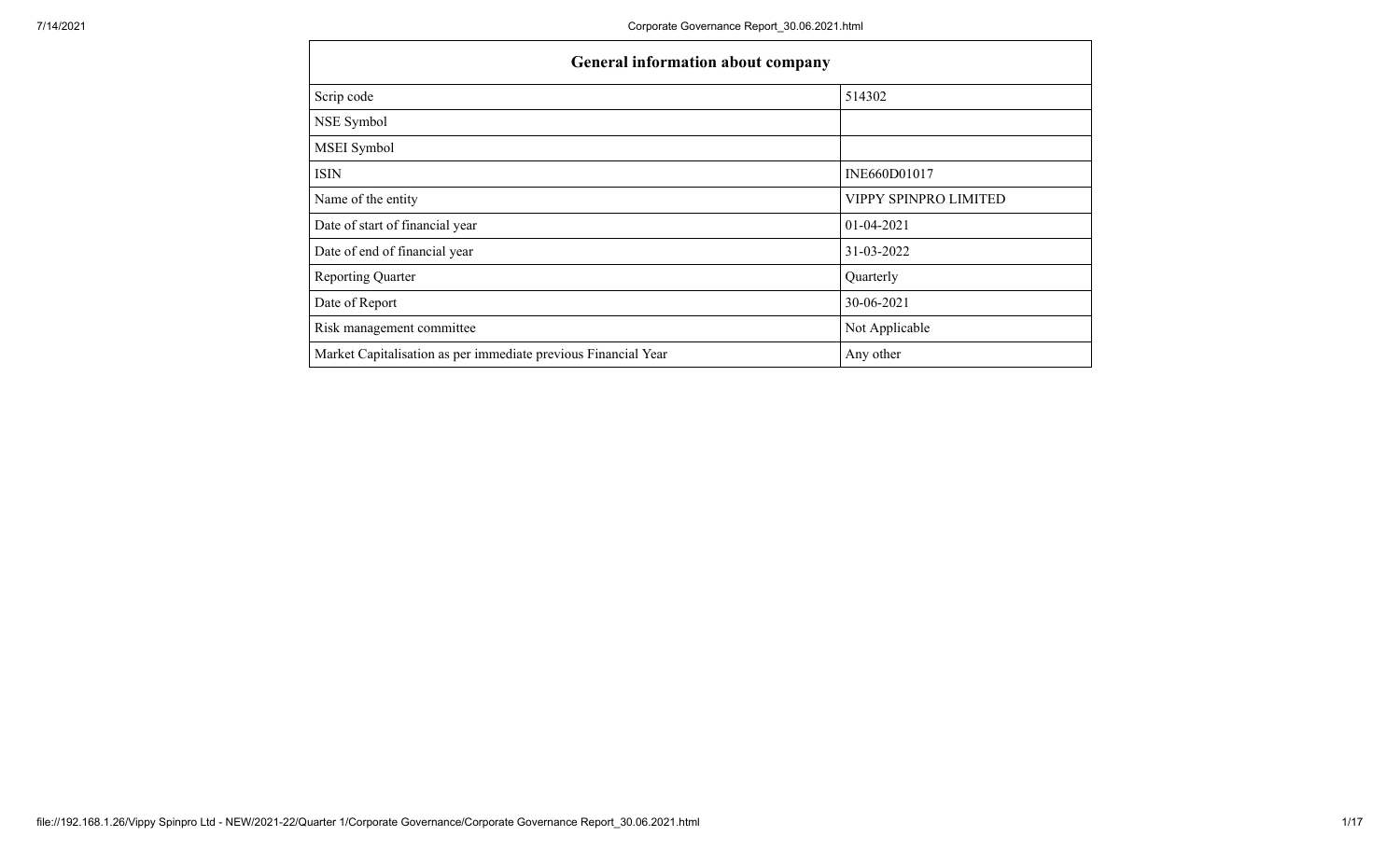| General information about company | |
| --- | --- |
| Scrip code | 514302 |
| NSE Symbol | |
| MSEI Symbol | |
| ISIN | INE660D01017 |
| Name of the entity | VIPPY SPINPRO LIMITED |
| Date of start of financial year | 01-04-2021 |
| Date of end of financial year | 31-03-2022 |
| Reporting Quarter | Quarterly |
| Date of Report | 30-06-2021 |
| Risk management committee | Not Applicable |
| Market Capitalisation as per immediate previous Financial Year | Any other |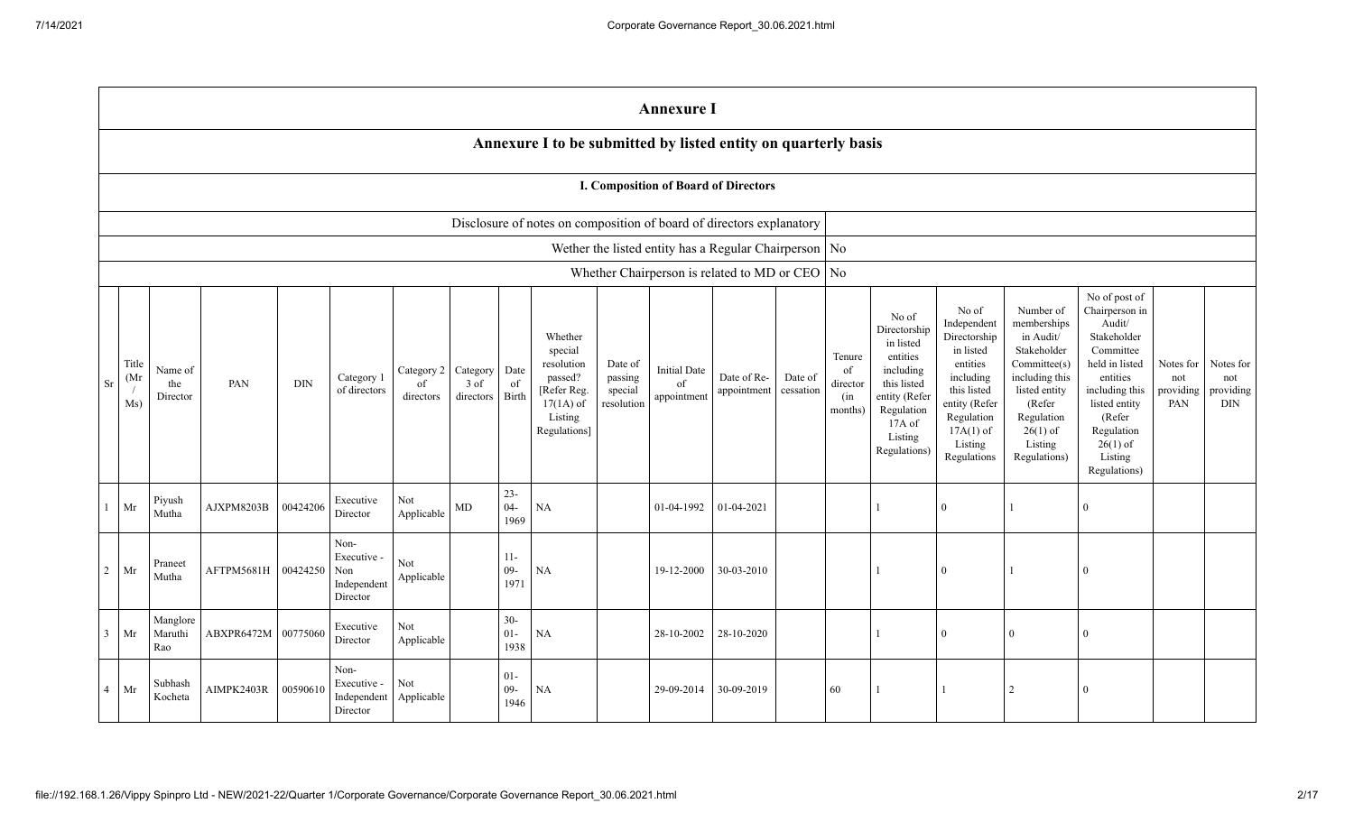# Annexure I

## Annexure I to be submitted by listed entity on quarterly basis

### I. Composition of Board of Directors

| Disclosure of notes on composition of board of directors explanatory | |
|---|---|
| Wether the listed entity has a Regular Chairperson | No |
| Whether Chairperson is related to MD or CEO | No |

| Sr | Title (Mr / Ms) | Name of the Director | PAN | DIN | Category 1 of directors | Category 2 of directors | Category 3 of directors | Date of Birth | Whether special resolution passed? [Refer Reg. 17(1A) of Listing Regulations] | Date of passing special resolution | Initial Date of appointment | Date of Re-appointment | Date of cessation | Tenure of director (in months) | No of Directorship in listed entities including this listed entity (Refer Regulation 17A of Listing Regulations) | No of Independent Directorship in listed entities including this listed entity (Refer Regulation 17A(1) of Listing Regulations | Number of memberships in Audit/ Stakeholder Committee(s) including this listed entity (Refer Regulation 26(1) of Listing Regulations) | No of post of Chairperson in Audit/ Stakeholder Committee held in listed entities including this listed entity (Refer Regulation 26(1) of Listing Regulations) | Notes for not providing PAN | Notes for not providing DIN |
|---|---|---|---|---|---|---|---|---|---|---|---|---|---|---|---|---|---|---|---|---|
| 1 | Mr | Piyush Mutha | AJXPM8203B | 00424206 | Executive Director | Not Applicable | MD | 23-04-1969 | NA | | 01-04-1992 | 01-04-2021 | | | 1 | 0 | 1 | 0 | | |
| 2 | Mr | Praneet Mutha | AFTPM5681H | 00424250 | Non-Executive - Non Independent Director | Not Applicable | | 11-09-1971 | NA | | 19-12-2000 | 30-03-2010 | | | 1 | 0 | 1 | 0 | | |
| 3 | Mr | Manglore Maruthi Rao | ABXPR6472M | 00775060 | Executive Director | Not Applicable | | 30-01-1938 | NA | | 28-10-2002 | 28-10-2020 | | | 1 | 0 | 0 | 0 | | |
| 4 | Mr | Subhash Kocheta | AIMPK2403R | 00590610 | Non-Executive - Independent Director | Not Applicable | | 01-09-1946 | NA | | 29-09-2014 | 30-09-2019 | | 60 | 1 | 1 | 2 | 0 | | |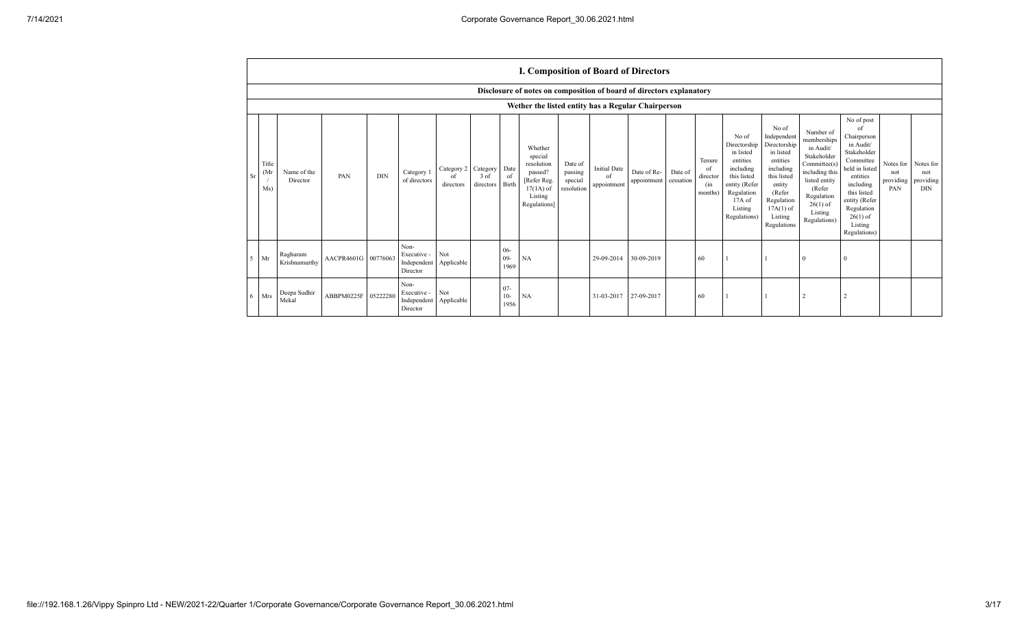## I. Composition of Board of Directors

### Disclosure of notes on composition of board of directors explanatory

### Wether the listed entity has a Regular Chairperson

| Sr | Title (Mr / Ms) | Name of the Director | PAN | DIN | Category 1 of directors | Category 2 of directors | Category 3 of directors | Date of Birth | Whether special resolution passed? [Refer Reg. 17(1A) of Listing Regulations] | Date of passing special resolution | Initial Date of appointment | Date of Re-appointment | Date of cessation | Tenure of director (in months) | No of Directorship in listed entities including this listed entity (Refer Regulation 17A of Listing Regulations) | No of Independent Directorship in listed entities including this listed entity (Refer Regulation 17A(1) of Listing Regulations | Number of memberships in Audit/ Stakeholder Committee(s) including this listed entity (Refer Regulation 26(1) of Listing Regulations) | No of post of Chairperson in Audit/ Stakeholder Committee held in listed entities including this listed entity (Refer Regulation 26(1) of Listing Regulations) | Notes for not providing PAN | Notes for not providing DIN |
|---|---|---|---|---|---|---|---|---|---|---|---|---|---|---|---|---|---|---|---|---|
| 5 | Mr | Raghuram Krishnamurthy | AACPR4601G | 00776063 | Non-Executive - Independent Director | Not Applicable | | 06-09-1969 | NA | | 29-09-2014 | 30-09-2019 | | 60 | 1 | 1 | 0 | 0 | | |
| 6 | Mrs | Deepa Sudhir Mekal | ABBPM0225F | 05222280 | Non-Executive - Independent Director | Not Applicable | | 07-10-1956 | NA | | 31-03-2017 | 27-09-2017 | | 60 | 1 | 1 | 2 | 2 | | |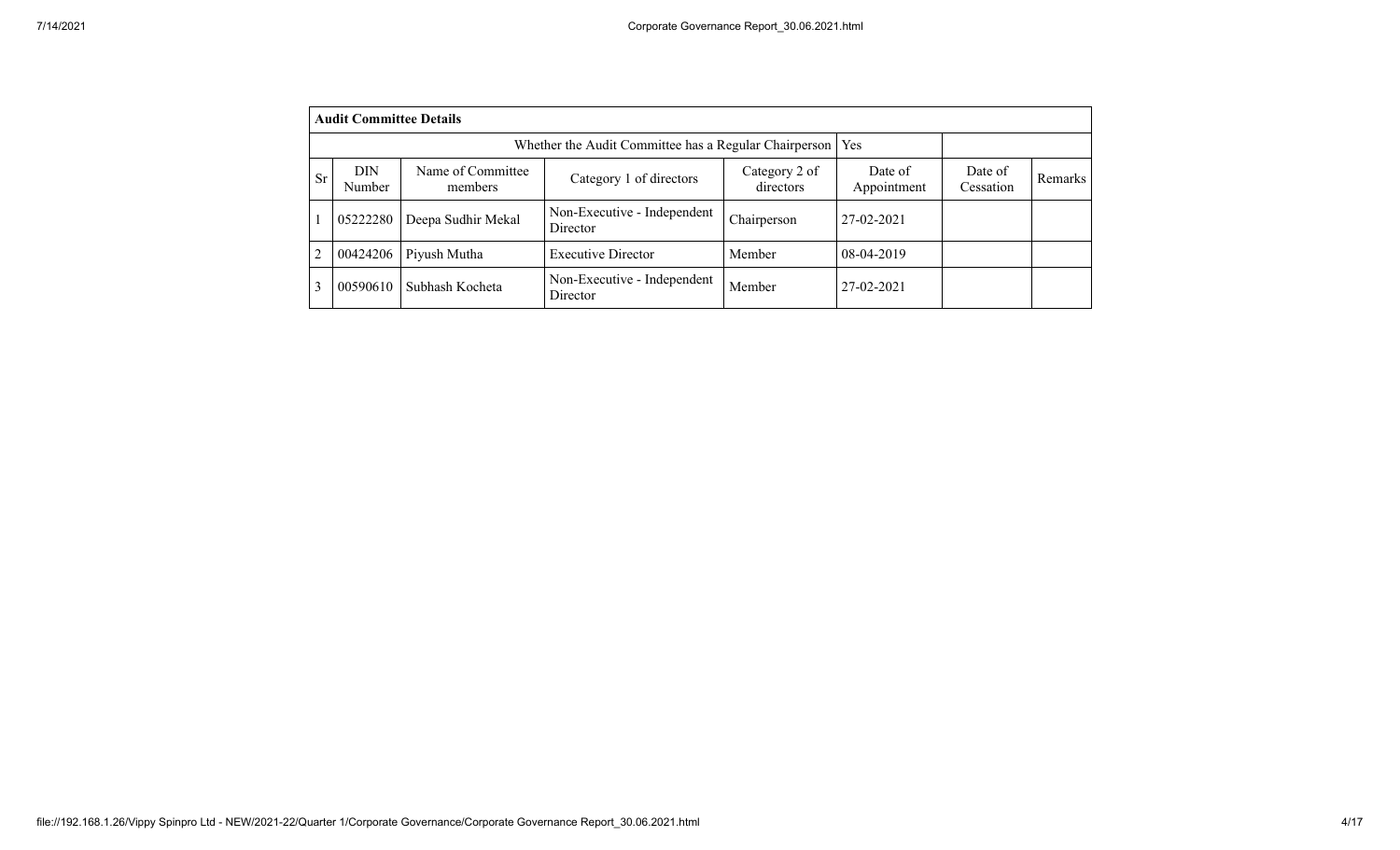| Audit Committee Details | | | | | | | |
|---|---|---|---|---|---|---|---|
| Whether the Audit Committee has a Regular Chairperson | | | | | Yes | | |
| Sr | DIN Number | Name of Committee members | Category 1 of directors | Category 2 of directors | Date of Appointment | Date of Cessation | Remarks |
| 1 | 05222280 | Deepa Sudhir Mekal | Non-Executive - Independent Director | Chairperson | 27-02-2021 | | |
| 2 | 00424206 | Piyush Mutha | Executive Director | Member | 08-04-2019 | | |
| 3 | 00590610 | Subhash Kocheta | Non-Executive - Independent Director | Member | 27-02-2021 | | |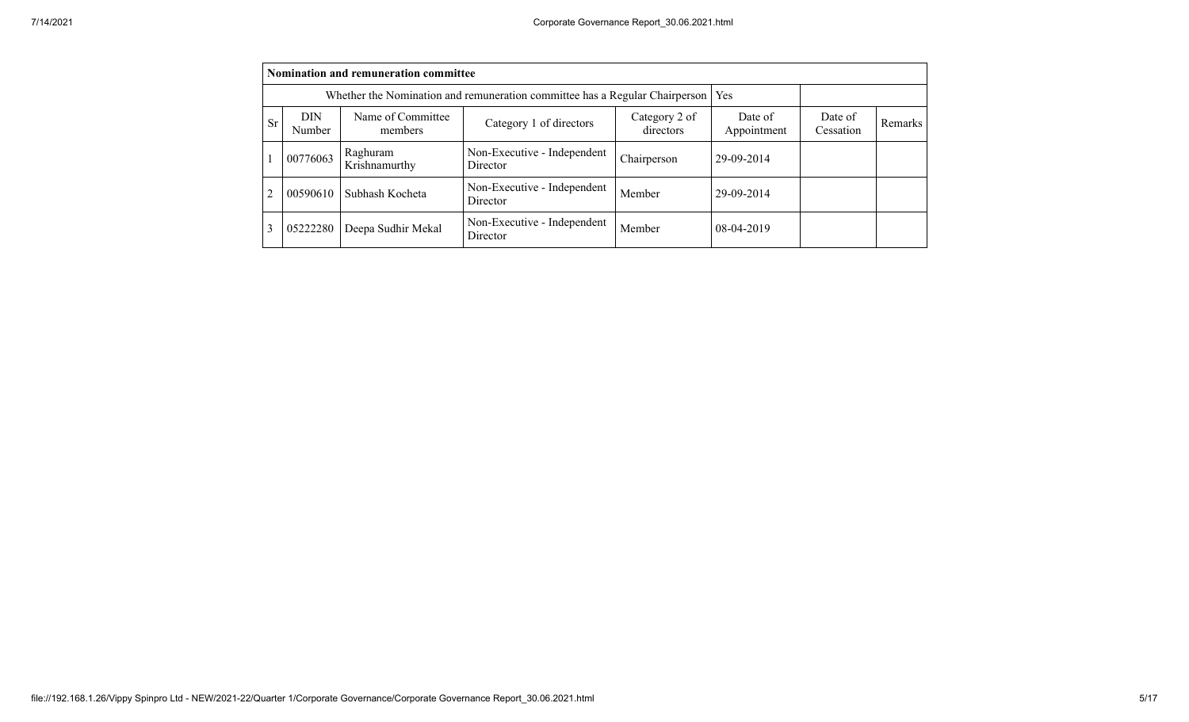| Nomination and remuneration committee | | | | | | | |
|---|---|---|---|---|---|---|---|
| Whether the Nomination and remuneration committee has a Regular Chairperson | | | | | Yes | | |
| Sr | DIN Number | Name of Committee members | Category 1 of directors | Category 2 of directors | Date of Appointment | Date of Cessation | Remarks |
| 1 | 00776063 | Raghuram Krishnamurthy | Non-Executive - Independent Director | Chairperson | 29-09-2014 | | |
| 2 | 00590610 | Subhash Kocheta | Non-Executive - Independent Director | Member | 29-09-2014 | | |
| 3 | 05222280 | Deepa Sudhir Mekal | Non-Executive - Independent Director | Member | 08-04-2019 | | |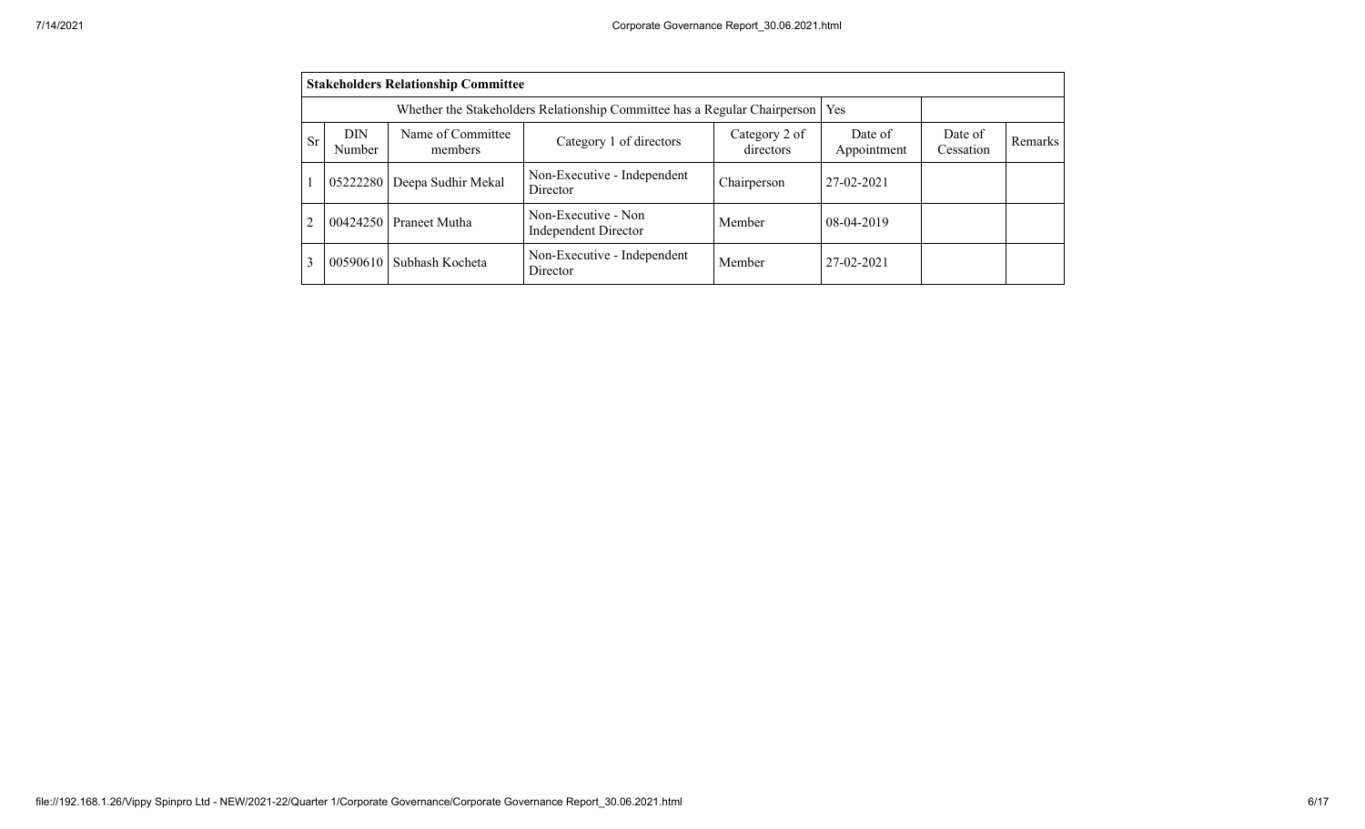| **Stakeholders Relationship Committee** | | | | | | | |
|---|---|---|---|---|---|---|---|
| Whether the Stakeholders Relationship Committee has a Regular Chairperson | | | | | Yes | | |
| Sr | DIN Number | Name of Committee members | Category 1 of directors | Category 2 of directors | Date of Appointment | Date of Cessation | Remarks |
| 1 | 05222280 | Deepa Sudhir Mekal | Non-Executive - Independent Director | Chairperson | 27-02-2021 | | |
| 2 | 00424250 | Praneet Mutha | Non-Executive - Non Independent Director | Member | 08-04-2019 | | |
| 3 | 00590610 | Subhash Kocheta | Non-Executive - Independent Director | Member | 27-02-2021 | | |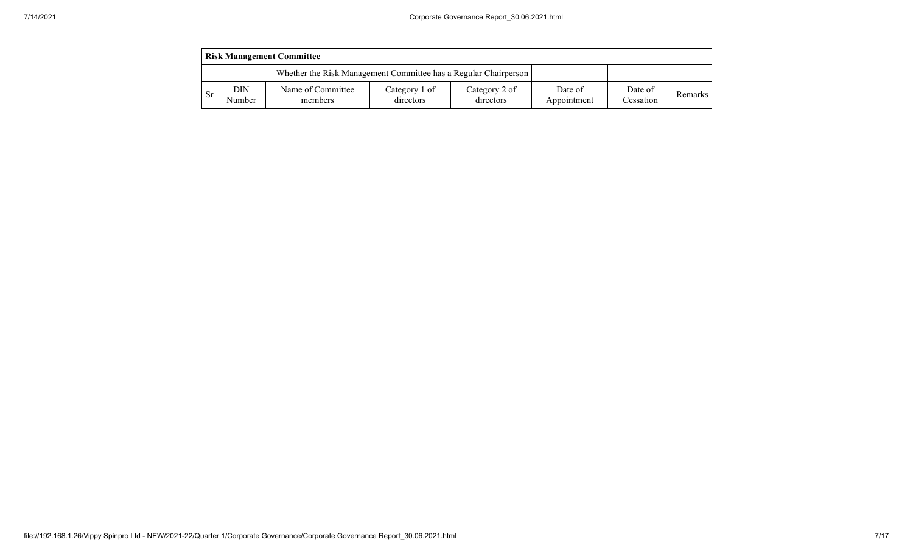| Risk Management Committee | | | | | | | |
|---|---|---|---|---|---|---|---|
| Whether the Risk Management Committee has a Regular Chairperson | | | | | | | |
| Sr | DIN Number | Name of Committee members | Category 1 of directors | Category 2 of directors | Date of Appointment | Date of Cessation | Remarks |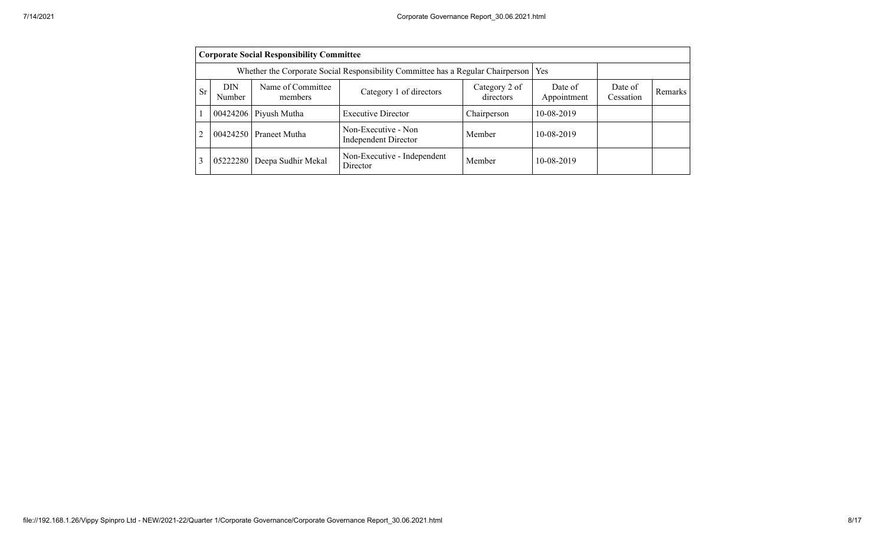| Corporate Social Responsibility Committee | | | | | | | |
|---|---|---|---|---|---|---|---|
| Whether the Corporate Social Responsibility Committee has a Regular Chairperson | | | | | Yes | | |
| Sr | DIN Number | Name of Committee members | Category 1 of directors | Category 2 of directors | Date of Appointment | Date of Cessation | Remarks |
| 1 | 00424206 | Piyush Mutha | Executive Director | Chairperson | 10-08-2019 | | |
| 2 | 00424250 | Praneet Mutha | Non-Executive - Non Independent Director | Member | 10-08-2019 | | |
| 3 | 05222280 | Deepa Sudhir Mekal | Non-Executive - Independent Director | Member | 10-08-2019 | | |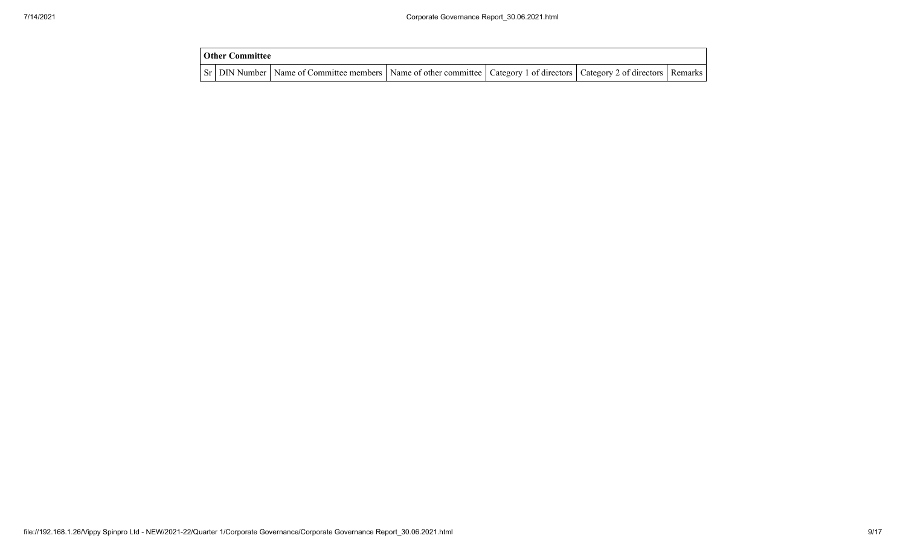| Other Committee | | | | | | |
|---|---|---|---|---|---|---|
| Sr | DIN Number | Name of Committee members | Name of other committee | Category 1 of directors | Category 2 of directors | Remarks |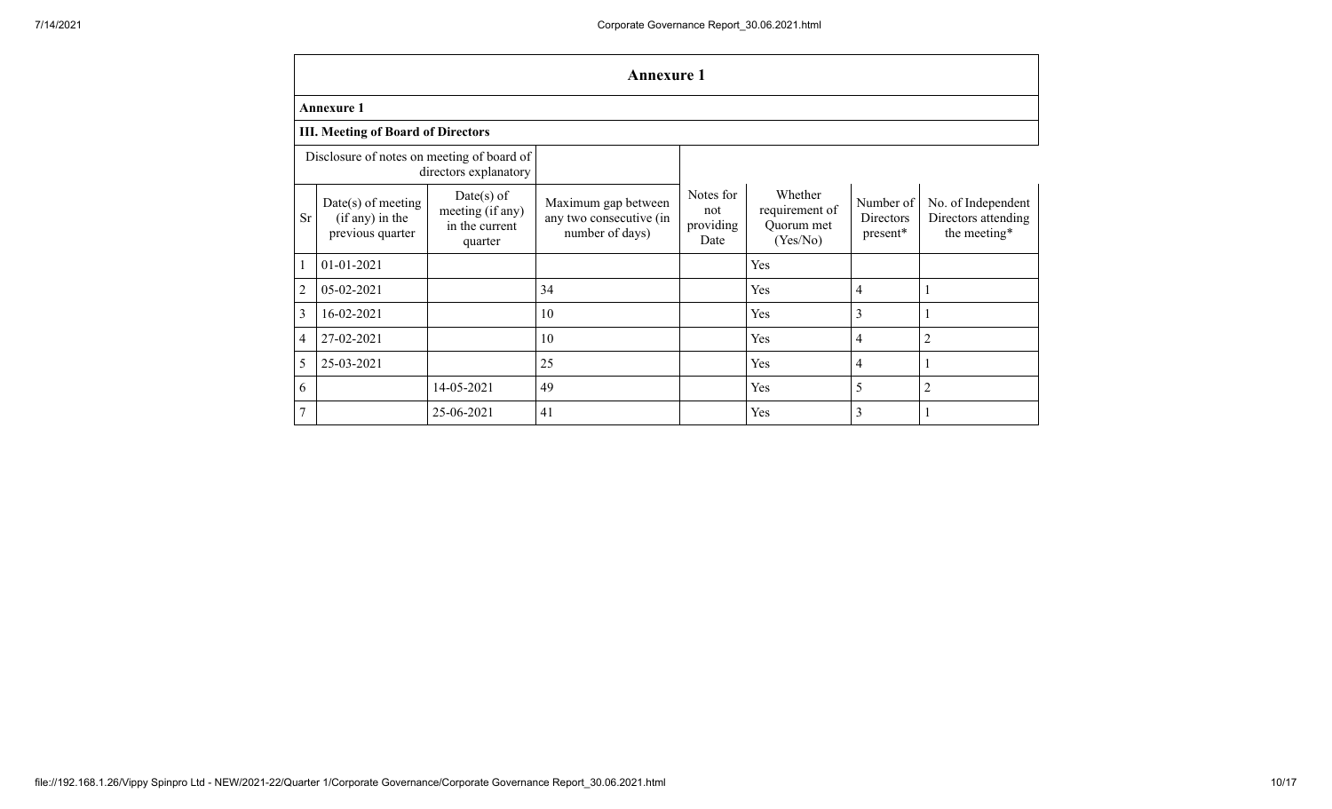## Annexure 1

### Annexure 1

### III. Meeting of Board of Directors

| Disclosure of notes on meeting of board of directors explanatory | | | | | | | |
|---|---|---|---|---|---|---|---|
| Sr | Date(s) of meeting (if any) in the previous quarter | Date(s) of meeting (if any) in the current quarter | Maximum gap between any two consecutive (in number of days) | Notes for not providing Date | Whether requirement of Quorum met (Yes/No) | Number of Directors present* | No. of Independent Directors attending the meeting* |
| 1 | 01-01-2021 | | | | Yes | | |
| 2 | 05-02-2021 | | 34 | | Yes | 4 | 1 |
| 3 | 16-02-2021 | | 10 | | Yes | 3 | 1 |
| 4 | 27-02-2021 | | 10 | | Yes | 4 | 2 |
| 5 | 25-03-2021 | | 25 | | Yes | 4 | 1 |
| 6 | | 14-05-2021 | 49 | | Yes | 5 | 2 |
| 7 | | 25-06-2021 | 41 | | Yes | 3 | 1 |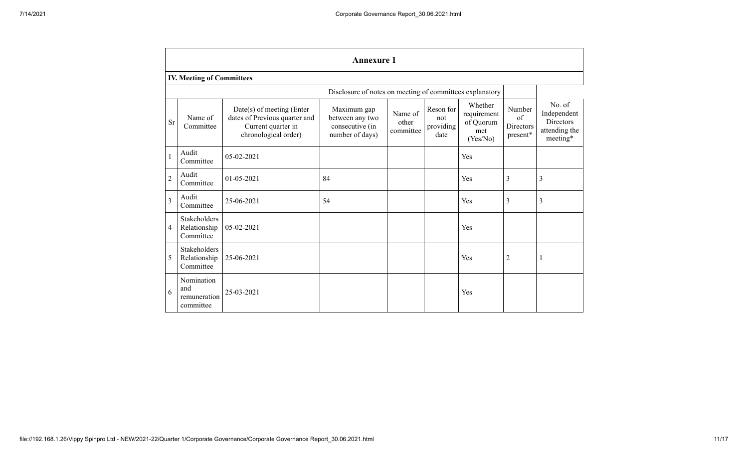## Annexure 1

### IV. Meeting of Committees

| Sr | Name of Committee | Date(s) of meeting (Enter dates of Previous quarter and Current quarter in chronological order) | Maximum gap between any two consecutive (in number of days) | Name of other committee | Reson for not providing date | Whether requirement of Quorum met (Yes/No) | Number of Directors present* | No. of Independent Directors attending the meeting* |
|---|---|---|---|---|---|---|---|---|
| | | | | | | Disclosure of notes on meeting of committees explanatory | | |
| 1 | Audit Committee | 05-02-2021 | | | | Yes | | |
| 2 | Audit Committee | 01-05-2021 | 84 | | | Yes | 3 | 3 |
| 3 | Audit Committee | 25-06-2021 | 54 | | | Yes | 3 | 3 |
| 4 | Stakeholders Relationship Committee | 05-02-2021 | | | | Yes | | |
| 5 | Stakeholders Relationship Committee | 25-06-2021 | | | | Yes | 2 | 1 |
| 6 | Nomination and remuneration committee | 25-03-2021 | | | | Yes | | |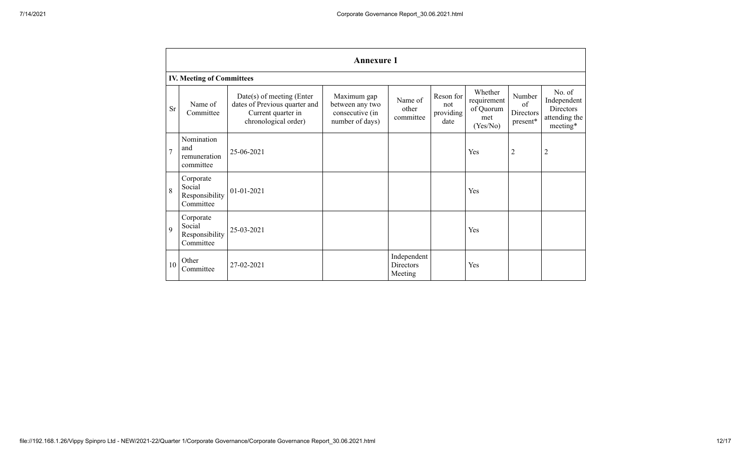## Annexure 1

### IV. Meeting of Committees

| Sr | Name of Committee | Date(s) of meeting (Enter dates of Previous quarter and Current quarter in chronological order) | Maximum gap between any two consecutive (in number of days) | Name of other committee | Reson for not providing date | Whether requirement of Quorum met (Yes/No) | Number of Directors present* | No. of Independent Directors attending the meeting* |
|---|---|---|---|---|---|---|---|---|
| 7 | Nomination and remuneration committee | 25-06-2021 | | | | Yes | 2 | 2 |
| 8 | Corporate Social Responsibility Committee | 01-01-2021 | | | | Yes | | |
| 9 | Corporate Social Responsibility Committee | 25-03-2021 | | | | Yes | | |
| 10 | Other Committee | 27-02-2021 | | Independent Directors Meeting | | Yes | | |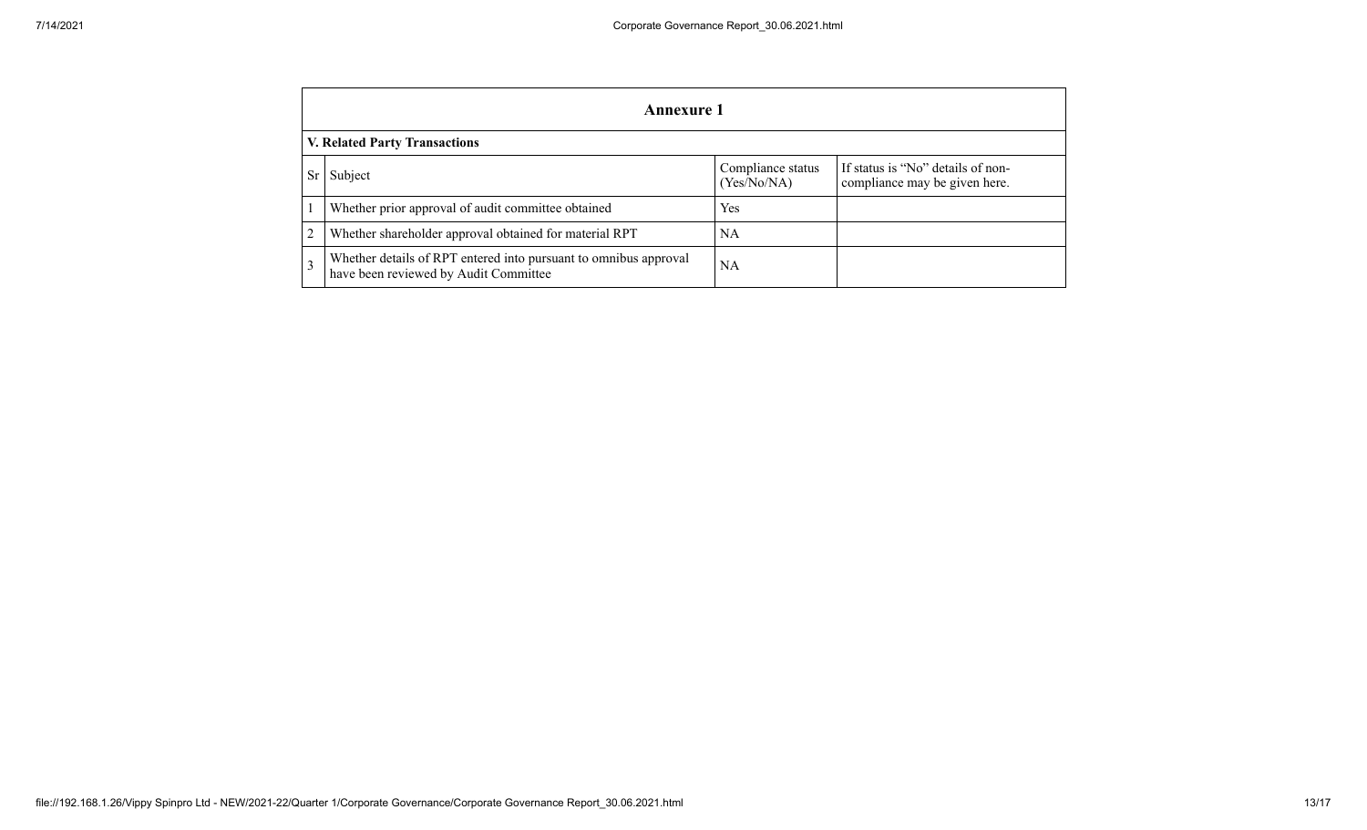## Annexure 1

### V. Related Party Transactions

| Sr | Subject | Compliance status (Yes/No/NA) | If status is "No" details of non-compliance may be given here. |
|---|---|---|---|
| 1 | Whether prior approval of audit committee obtained | Yes | |
| 2 | Whether shareholder approval obtained for material RPT | NA | |
| 3 | Whether details of RPT entered into pursuant to omnibus approval have been reviewed by Audit Committee | NA | |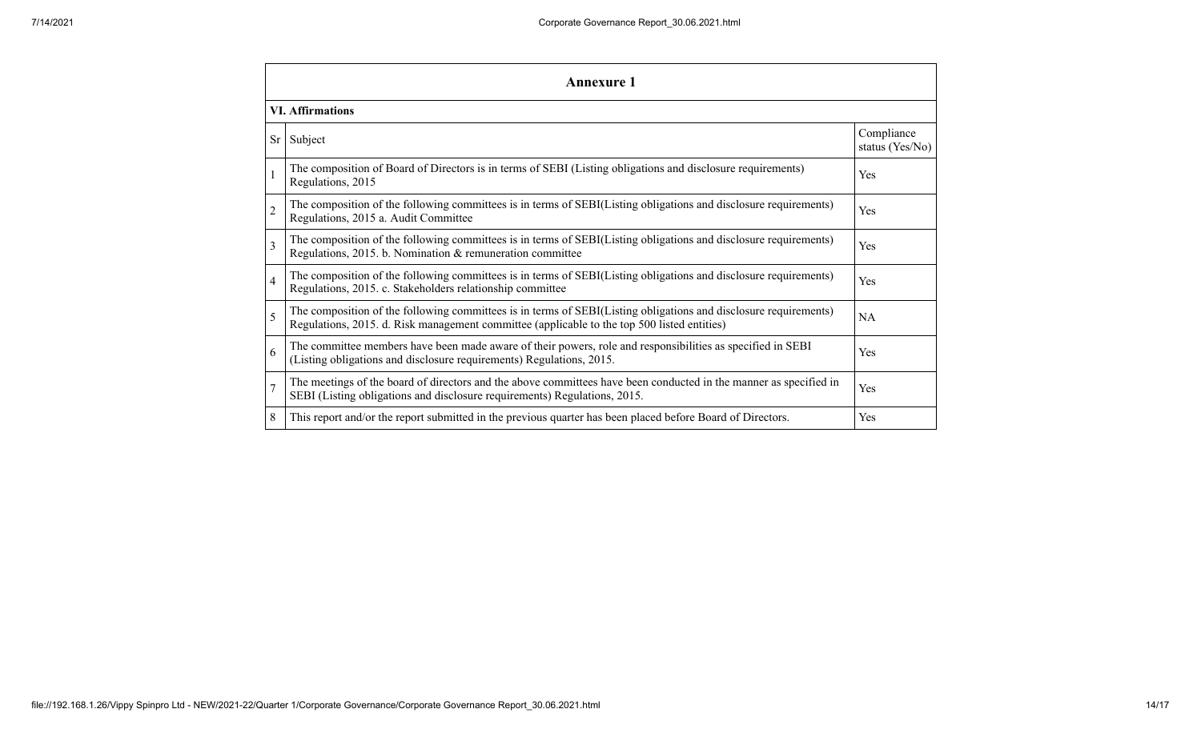## Annexure 1

### VI. Affirmations

| Sr | Subject | Compliance status (Yes/No) |
|---|---|---|
| 1 | The composition of Board of Directors is in terms of SEBI (Listing obligations and disclosure requirements) Regulations, 2015 | Yes |
| 2 | The composition of the following committees is in terms of SEBI(Listing obligations and disclosure requirements) Regulations, 2015 a. Audit Committee | Yes |
| 3 | The composition of the following committees is in terms of SEBI(Listing obligations and disclosure requirements) Regulations, 2015. b. Nomination & remuneration committee | Yes |
| 4 | The composition of the following committees is in terms of SEBI(Listing obligations and disclosure requirements) Regulations, 2015. c. Stakeholders relationship committee | Yes |
| 5 | The composition of the following committees is in terms of SEBI(Listing obligations and disclosure requirements) Regulations, 2015. d. Risk management committee (applicable to the top 500 listed entities) | NA |
| 6 | The committee members have been made aware of their powers, role and responsibilities as specified in SEBI (Listing obligations and disclosure requirements) Regulations, 2015. | Yes |
| 7 | The meetings of the board of directors and the above committees have been conducted in the manner as specified in SEBI (Listing obligations and disclosure requirements) Regulations, 2015. | Yes |
| 8 | This report and/or the report submitted in the previous quarter has been placed before Board of Directors. | Yes |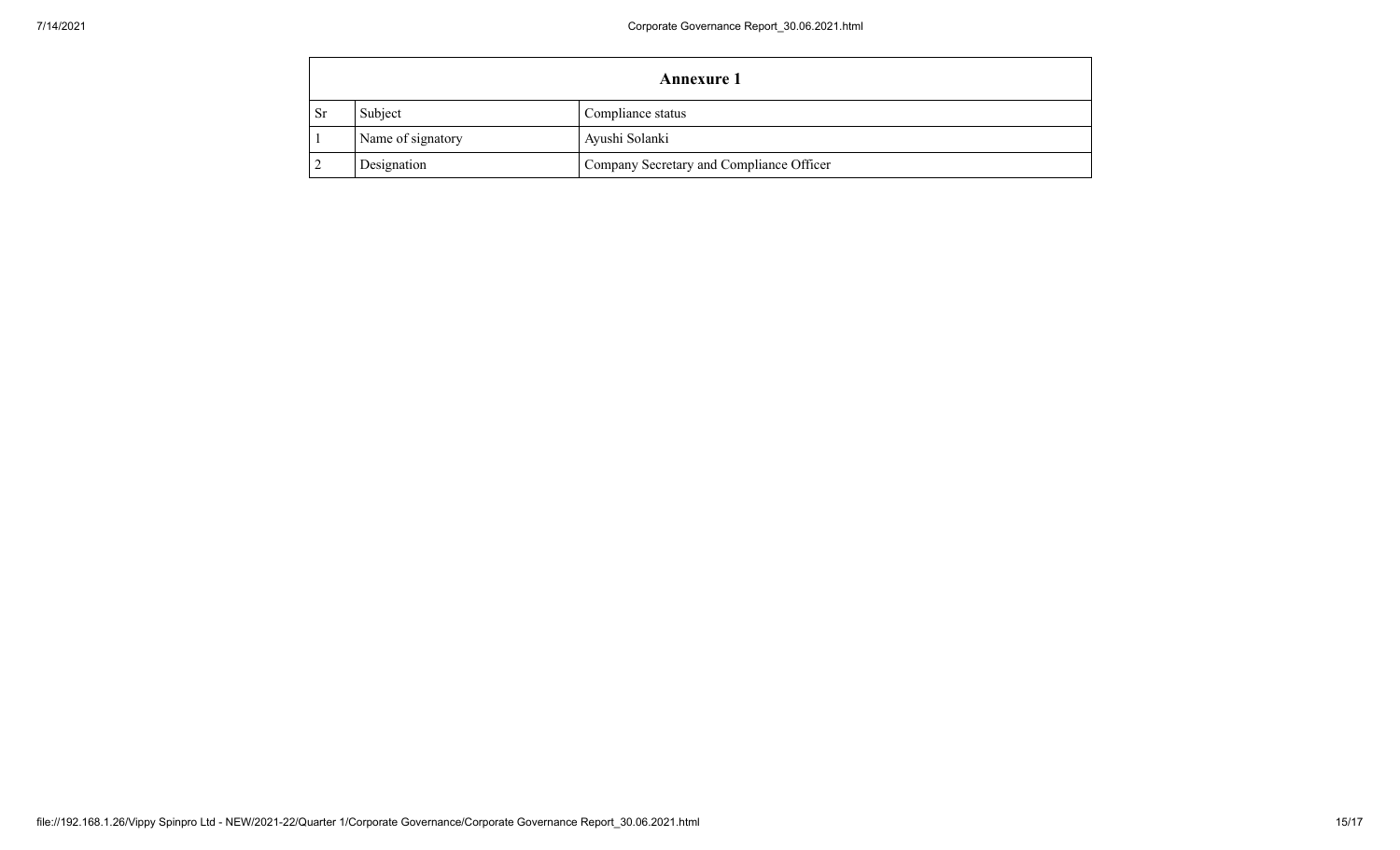| Annexure 1 | | |
|---|---|---|
| Sr | Subject | Compliance status |
| 1 | Name of signatory | Ayushi Solanki |
| 2 | Designation | Company Secretary and Compliance Officer |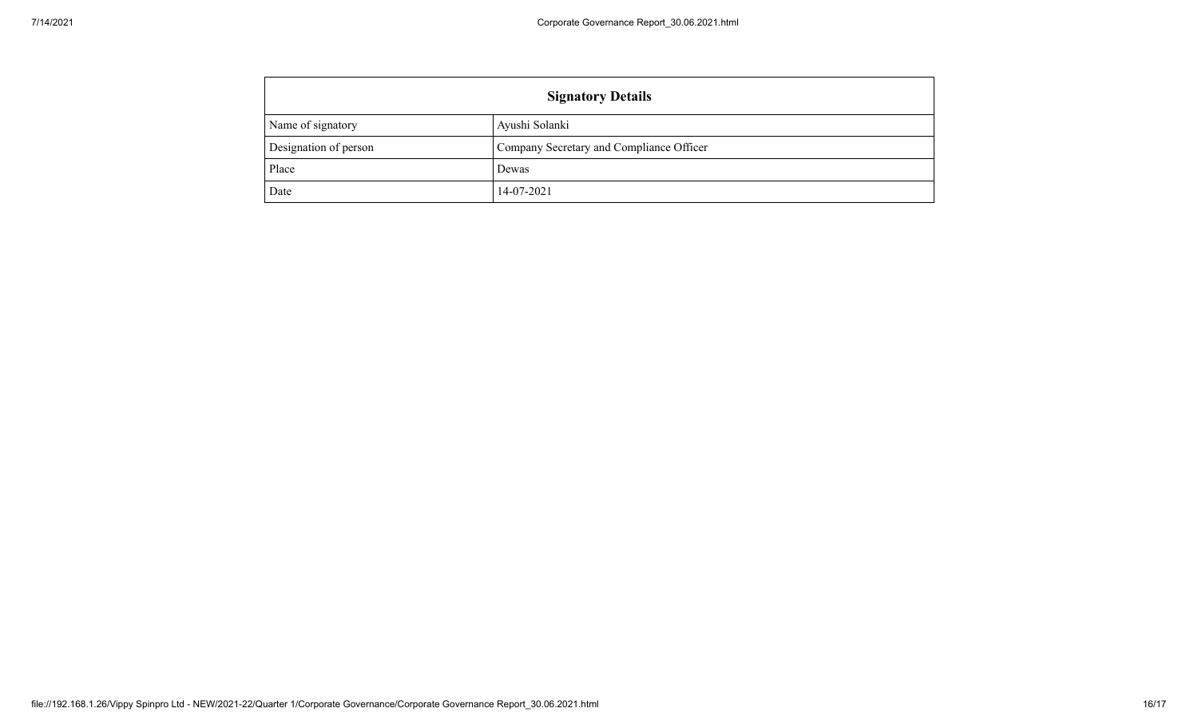| Signatory Details | |
|---|---|
| Name of signatory | Ayushi Solanki |
| Designation of person | Company Secretary and Compliance Officer |
| Place | Dewas |
| Date | 14-07-2021 |